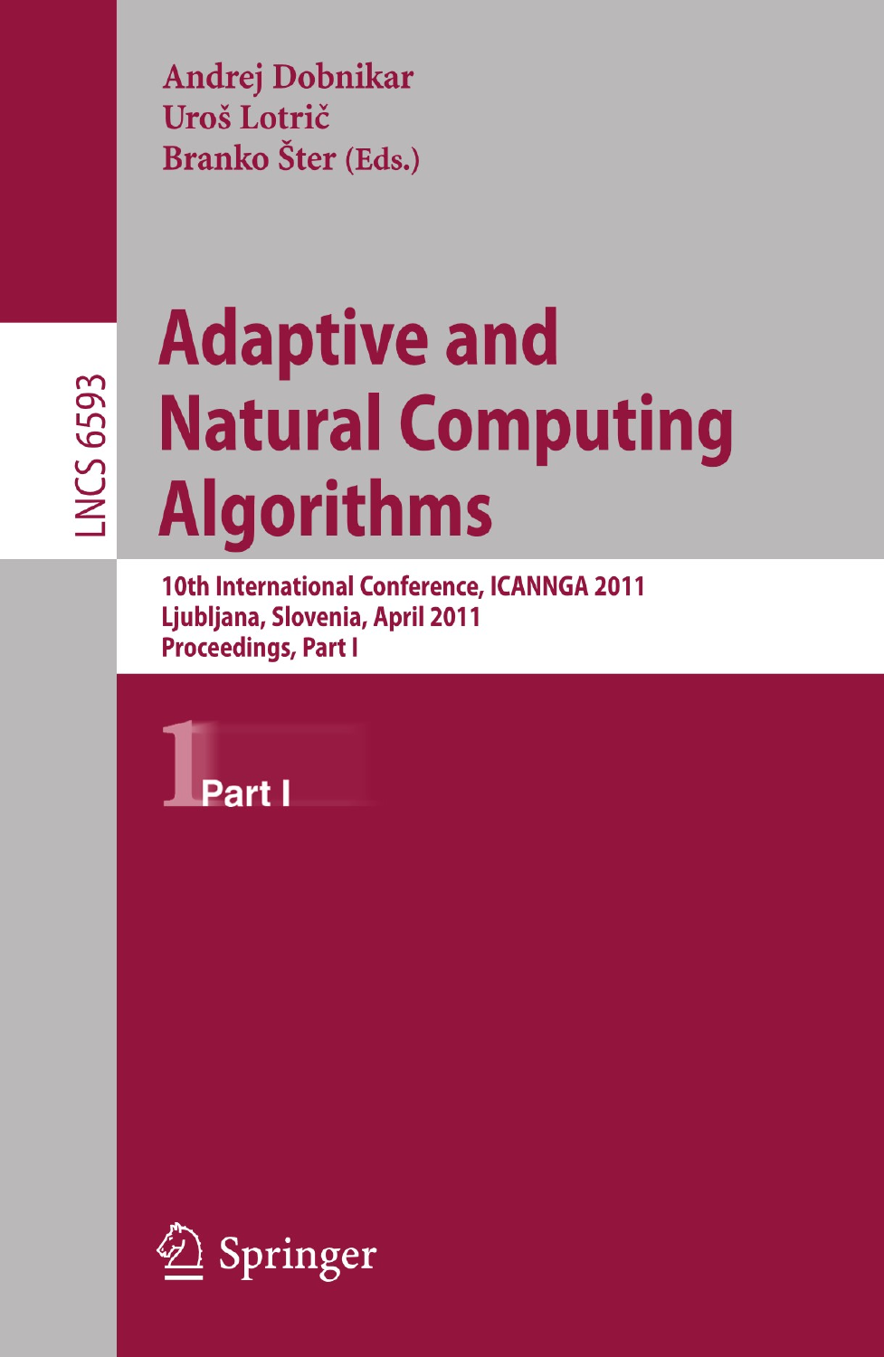Andrej Dobnikar
Uroš Lotrič
Branko Šter (Eds.)

LNCS 6593

# Adaptive and Natural Computing Algorithms

**10th International Conference, ICANNGA 2011**
**Ljubljana, Slovenia, April 2011**
**Proceedings, Part I**

Part I

Springer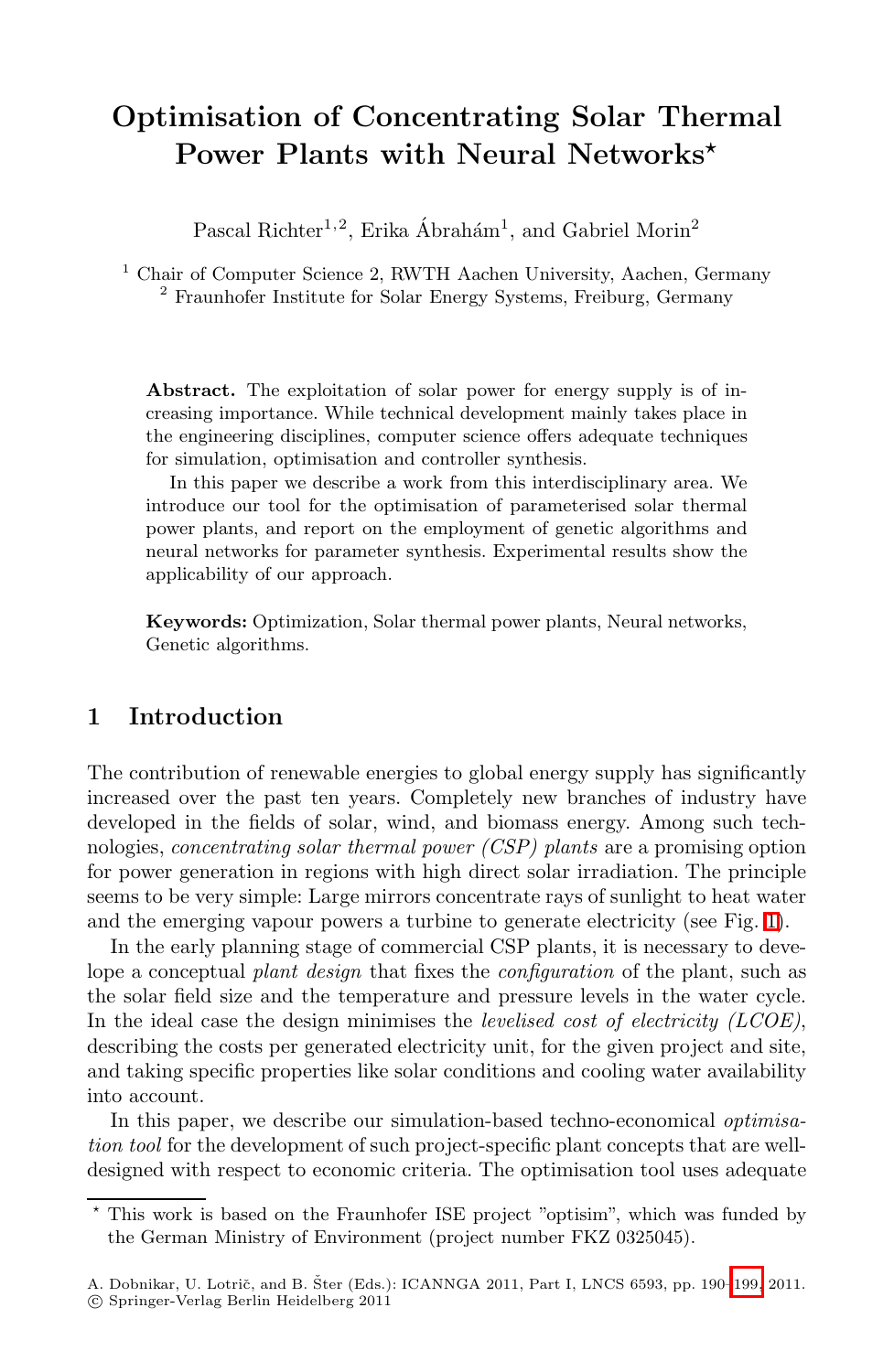# Optimisation of Concentrating Solar Thermal Power Plants with Neural Networks*

Pascal Richter[1,2], Erika Ábrahám[1], and Gabriel Morin[2]

[1] Chair of Computer Science 2, RWTH Aachen University, Aachen, Germany
[2] Fraunhofer Institute for Solar Energy Systems, Freiburg, Germany

**Abstract.** The exploitation of solar power for energy supply is of increasing importance. While technical development mainly takes place in the engineering disciplines, computer science offers adequate techniques for simulation, optimisation and controller synthesis.

In this paper we describe a work from this interdisciplinary area. We introduce our tool for the optimisation of parameterised solar thermal power plants, and report on the employment of genetic algorithms and neural networks for parameter synthesis. Experimental results show the applicability of our approach.

**Keywords:** Optimization, Solar thermal power plants, Neural networks, Genetic algorithms.

## 1 Introduction

The contribution of renewable energies to global energy supply has significantly increased over the past ten years. Completely new branches of industry have developed in the fields of solar, wind, and biomass energy. Among such technologies, *concentrating solar thermal power (CSP) plants* are a promising option for power generation in regions with high direct solar irradiation. The principle seems to be very simple: Large mirrors concentrate rays of sunlight to heat water and the emerging vapour powers a turbine to generate electricity (see Fig. 1).

In the early planning stage of commercial CSP plants, it is necessary to develope a conceptual *plant design* that fixes the *configuration* of the plant, such as the solar field size and the temperature and pressure levels in the water cycle. In the ideal case the design minimises the *levelised cost of electricity (LCOE)*, describing the costs per generated electricity unit, for the given project and site, and taking specific properties like solar conditions and cooling water availability into account.

In this paper, we describe our simulation-based techno-economical *optimisation tool* for the development of such project-specific plant concepts that are well-designed with respect to economic criteria. The optimisation tool uses adequate

* This work is based on the Fraunhofer ISE project "optisim", which was funded by the German Ministry of Environment (project number FKZ 0325045).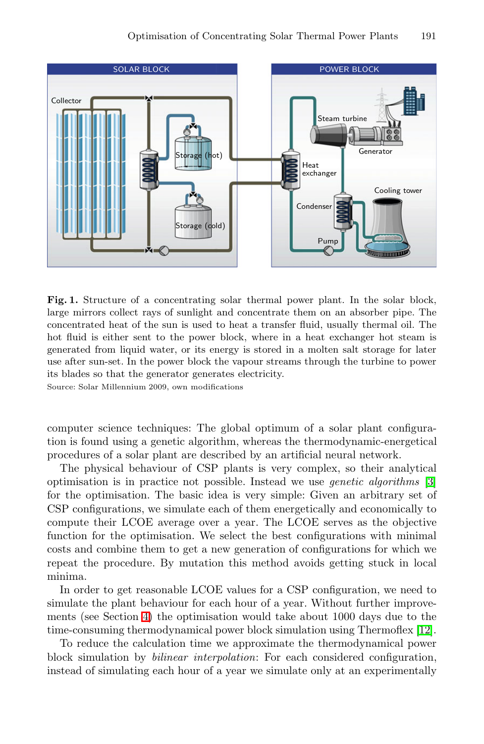**Fig. 1.** Structure of a concentrating solar thermal power plant. In the solar block, large mirrors collect rays of sunlight and concentrate them on an absorber pipe. The concentrated heat of the sun is used to heat a transfer fluid, usually thermal oil. The hot fluid is either sent to the power block, where in a heat exchanger hot steam is generated from liquid water, or its energy is stored in a molten salt storage for later use after sun-set. In the power block the vapour streams through the turbine to power its blades so that the generator generates electricity.

Source: Solar Millennium 2009, own modifications

computer science techniques: The global optimum of a solar plant configuration is found using a genetic algorithm, whereas the thermodynamic-energetical procedures of a solar plant are described by an artificial neural network.

The physical behaviour of CSP plants is very complex, so their analytical optimisation is in practice not possible. Instead we use *genetic algorithms* [3] for the optimisation. The basic idea is very simple: Given an arbitrary set of CSP configurations, we simulate each of them energetically and economically to compute their LCOE average over a year. The LCOE serves as the objective function for the optimisation. We select the best configurations with minimal costs and combine them to get a new generation of configurations for which we repeat the procedure. By mutation this method avoids getting stuck in local minima.

In order to get reasonable LCOE values for a CSP configuration, we need to simulate the plant behaviour for each hour of a year. Without further improvements (see Section 4) the optimisation would take about 1000 days due to the time-consuming thermodynamical power block simulation using Thermoflex [12].

To reduce the calculation time we approximate the thermodynamical power block simulation by *bilinear interpolation*: For each considered configuration, instead of simulating each hour of a year we simulate only at an experimentally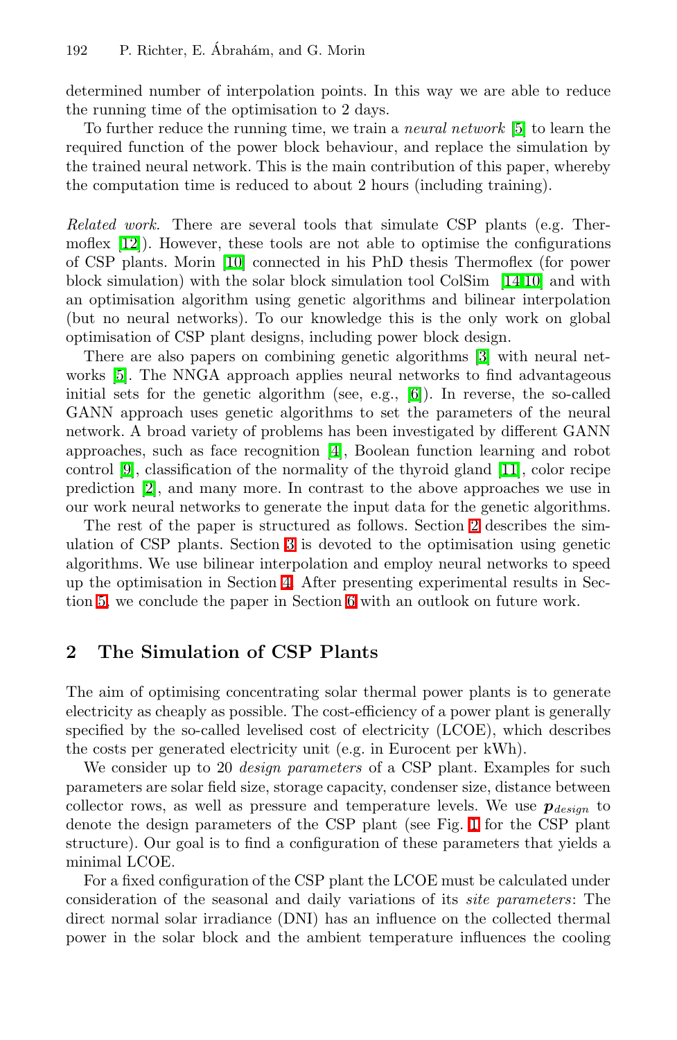determined number of interpolation points. In this way we are able to reduce the running time of the optimisation to 2 days.

To further reduce the running time, we train a *neural network* [5] to learn the required function of the power block behaviour, and replace the simulation by the trained neural network. This is the main contribution of this paper, whereby the computation time is reduced to about 2 hours (including training).

*Related work.* There are several tools that simulate CSP plants (e.g. Thermoflex [12]). However, these tools are not able to optimise the configurations of CSP plants. Morin [10] connected in his PhD thesis Thermoflex (for power block simulation) with the solar block simulation tool ColSim [14,10] and with an optimisation algorithm using genetic algorithms and bilinear interpolation (but no neural networks). To our knowledge this is the only work on global optimisation of CSP plant designs, including power block design.

There are also papers on combining genetic algorithms [3] with neural networks [5]. The NNGA approach applies neural networks to find advantageous initial sets for the genetic algorithm (see, e.g., [6]). In reverse, the so-called GANN approach uses genetic algorithms to set the parameters of the neural network. A broad variety of problems has been investigated by different GANN approaches, such as face recognition [4], Boolean function learning and robot control [9], classification of the normality of the thyroid gland [11], color recipe prediction [2], and many more. In contrast to the above approaches we use in our work neural networks to generate the input data for the genetic algorithms.

The rest of the paper is structured as follows. Section 2 describes the simulation of CSP plants. Section 3 is devoted to the optimisation using genetic algorithms. We use bilinear interpolation and employ neural networks to speed up the optimisation in Section 4. After presenting experimental results in Section 5, we conclude the paper in Section 6 with an outlook on future work.

## 2 The Simulation of CSP Plants

The aim of optimising concentrating solar thermal power plants is to generate electricity as cheaply as possible. The cost-efficiency of a power plant is generally specified by the so-called levelised cost of electricity (LCOE), which describes the costs per generated electricity unit (e.g. in Eurocent per kWh).

We consider up to 20 *design parameters* of a CSP plant. Examples for such parameters are solar field size, storage capacity, condenser size, distance between collector rows, as well as pressure and temperature levels. We use $\boldsymbol{p}_{design}$ to denote the design parameters of the CSP plant (see Fig. 1 for the CSP plant structure). Our goal is to find a configuration of these parameters that yields a minimal LCOE.

For a fixed configuration of the CSP plant the LCOE must be calculated under consideration of the seasonal and daily variations of its *site parameters*: The direct normal solar irradiance (DNI) has an influence on the collected thermal power in the solar block and the ambient temperature influences the cooling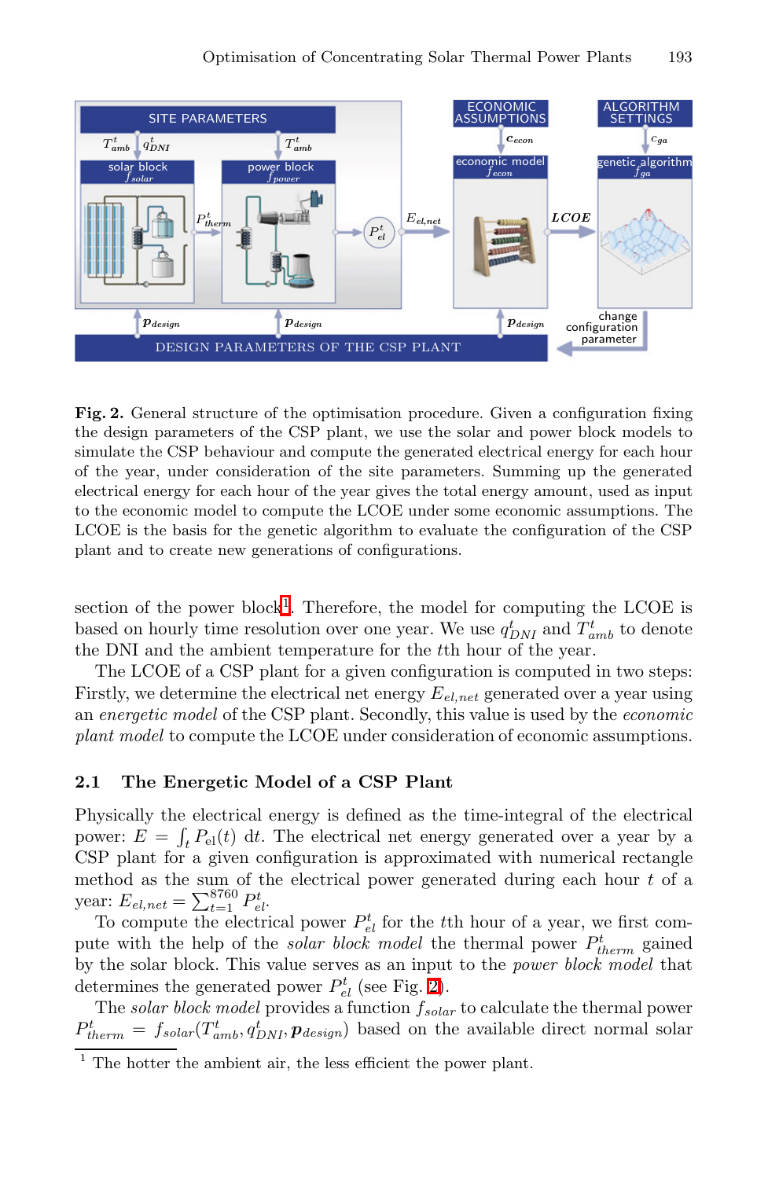**Fig. 2.** General structure of the optimisation procedure. Given a configuration fixing the design parameters of the CSP plant, we use the solar and power block models to simulate the CSP behaviour and compute the generated electrical energy for each hour of the year, under consideration of the site parameters. Summing up the generated electrical energy for each hour of the year gives the total energy amount, used as input to the economic model to compute the LCOE under some economic assumptions. The LCOE is the basis for the genetic algorithm to evaluate the configuration of the CSP plant and to create new generations of configurations.

section of the power block[1]. Therefore, the model for computing the LCOE is based on hourly time resolution over one year. We use $q^t_{DNI}$ and $T^t_{amb}$ to denote the DNI and the ambient temperature for the $t$th hour of the year.

The LCOE of a CSP plant for a given configuration is computed in two steps: Firstly, we determine the electrical net energy $E_{el,net}$ generated over a year using an *energetic model* of the CSP plant. Secondly, this value is used by the *economic plant model* to compute the LCOE under consideration of economic assumptions.

## 2.1 The Energetic Model of a CSP Plant

Physically the electrical energy is defined as the time-integral of the electrical power: $E = \int_t P_{\mathrm{el}}(t)\ \mathrm{d}t$. The electrical net energy generated over a year by a CSP plant for a given configuration is approximated with numerical rectangle method as the sum of the electrical power generated during each hour $t$ of a year: $E_{el,net} = \sum_{t=1}^{8760} P^t_{el}$.

To compute the electrical power $P^t_{el}$ for the $t$th hour of a year, we first compute with the help of the *solar block model* the thermal power $P^t_{therm}$ gained by the solar block. This value serves as an input to the *power block model* that determines the generated power $P^t_{el}$ (see Fig. 2).

The *solar block model* provides a function $f_{solar}$ to calculate the thermal power $P^t_{therm} = f_{solar}(T^t_{amb}, q^t_{DNI}, \boldsymbol{p}_{design})$ based on the available direct normal solar

[1] The hotter the ambient air, the less efficient the power plant.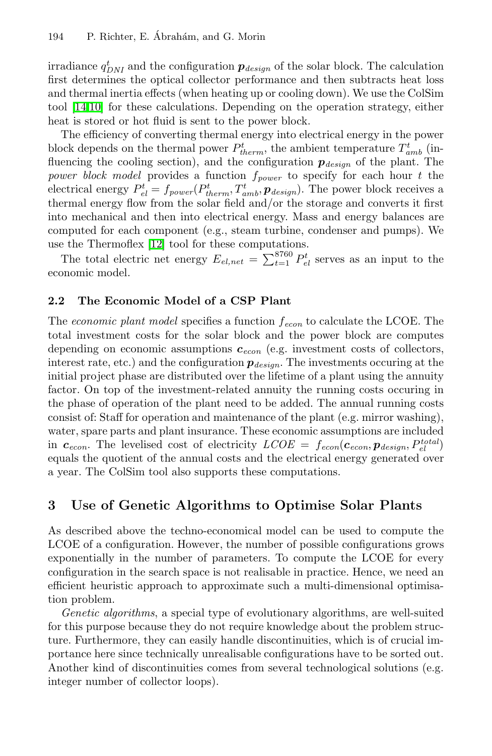irradiance $q^t_{DNI}$ and the configuration $\boldsymbol{p}_{design}$ of the solar block. The calculation first determines the optical collector performance and then subtracts heat loss and thermal inertia effects (when heating up or cooling down). We use the ColSim tool [14,10] for these calculations. Depending on the operation strategy, either heat is stored or hot fluid is sent to the power block.

The efficiency of converting thermal energy into electrical energy in the power block depends on the thermal power $P^t_{therm}$, the ambient temperature $T^t_{amb}$ (influencing the cooling section), and the configuration $\boldsymbol{p}_{design}$ of the plant. The *power block model* provides a function $f_{power}$ to specify for each hour $t$ the electrical energy $P^t_{el} = f_{power}(P^t_{therm}, T^t_{amb}, \boldsymbol{p}_{design})$. The power block receives a thermal energy flow from the solar field and/or the storage and converts it first into mechanical and then into electrical energy. Mass and energy balances are computed for each component (e.g., steam turbine, condenser and pumps). We use the Thermoflex [12] tool for these computations.

The total electric net energy $E_{el,net} = \sum_{t=1}^{8760} P^t_{el}$ serves as an input to the economic model.

### 2.2 The Economic Model of a CSP Plant

The *economic plant model* specifies a function $f_{econ}$ to calculate the LCOE. The total investment costs for the solar block and the power block are computes depending on economic assumptions $\boldsymbol{c}_{econ}$ (e.g. investment costs of collectors, interest rate, etc.) and the configuration $\boldsymbol{p}_{design}$. The investments occuring at the initial project phase are distributed over the lifetime of a plant using the annuity factor. On top of the investment-related annuity the running costs occuring in the phase of operation of the plant need to be added. The annual running costs consist of: Staff for operation and maintenance of the plant (e.g. mirror washing), water, spare parts and plant insurance. These economic assumptions are included in $\boldsymbol{c}_{econ}$. The levelised cost of electricity $LCOE = f_{econ}(\boldsymbol{c}_{econ}, \boldsymbol{p}_{design}, P^{total}_{el})$ equals the quotient of the annual costs and the electrical energy generated over a year. The ColSim tool also supports these computations.

## 3 Use of Genetic Algorithms to Optimise Solar Plants

As described above the techno-economical model can be used to compute the LCOE of a configuration. However, the number of possible configurations grows exponentially in the number of parameters. To compute the LCOE for every configuration in the search space is not realisable in practice. Hence, we need an efficient heuristic approach to approximate such a multi-dimensional optimisation problem.

*Genetic algorithms*, a special type of evolutionary algorithms, are well-suited for this purpose because they do not require knowledge about the problem structure. Furthermore, they can easily handle discontinuities, which is of crucial importance here since technically unrealisable configurations have to be sorted out. Another kind of discontinuities comes from several technological solutions (e.g. integer number of collector loops).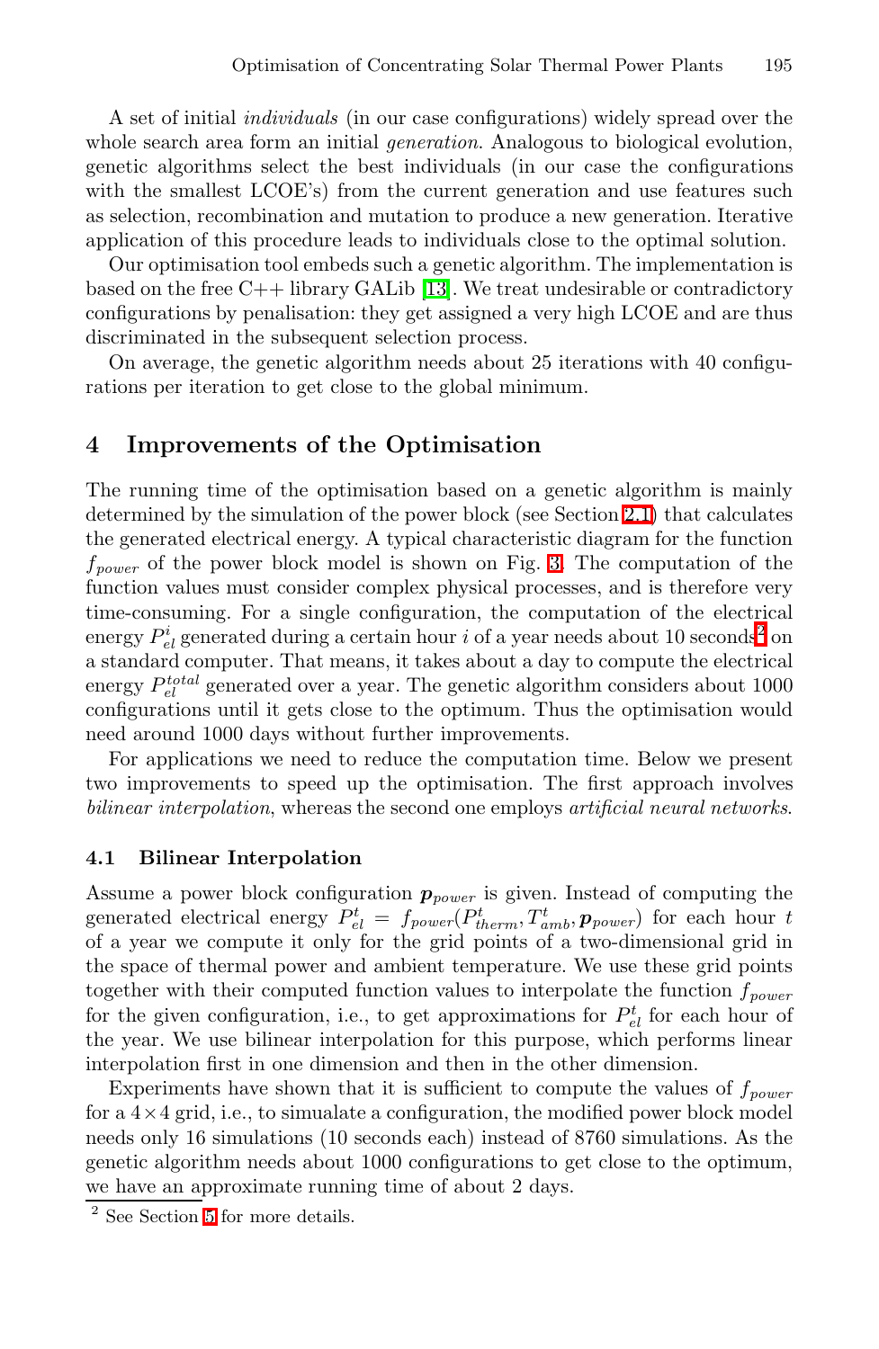A set of initial *individuals* (in our case configurations) widely spread over the whole search area form an initial *generation*. Analogous to biological evolution, genetic algorithms select the best individuals (in our case the configurations with the smallest LCOE's) from the current generation and use features such as selection, recombination and mutation to produce a new generation. Iterative application of this procedure leads to individuals close to the optimal solution.

Our optimisation tool embeds such a genetic algorithm. The implementation is based on the free C++ library GALib [13]. We treat undesirable or contradictory configurations by penalisation: they get assigned a very high LCOE and are thus discriminated in the subsequent selection process.

On average, the genetic algorithm needs about 25 iterations with 40 configurations per iteration to get close to the global minimum.

## 4 Improvements of the Optimisation

The running time of the optimisation based on a genetic algorithm is mainly determined by the simulation of the power block (see Section 2.1) that calculates the generated electrical energy. A typical characteristic diagram for the function $f_{power}$ of the power block model is shown on Fig. 3. The computation of the function values must consider complex physical processes, and is therefore very time-consuming. For a single configuration, the computation of the electrical energy $P^i_{el}$ generated during a certain hour $i$ of a year needs about 10 seconds[2] on a standard computer. That means, it takes about a day to compute the electrical energy $P^{total}_{el}$ generated over a year. The genetic algorithm considers about 1000 configurations until it gets close to the optimum. Thus the optimisation would need around 1000 days without further improvements.

For applications we need to reduce the computation time. Below we present two improvements to speed up the optimisation. The first approach involves *bilinear interpolation*, whereas the second one employs *artificial neural networks*.

### 4.1 Bilinear Interpolation

Assume a power block configuration $\boldsymbol{p}_{power}$ is given. Instead of computing the generated electrical energy $P^t_{el} = f_{power}(P^t_{therm}, T^t_{amb}, \boldsymbol{p}_{power})$ for each hour $t$ of a year we compute it only for the grid points of a two-dimensional grid in the space of thermal power and ambient temperature. We use these grid points together with their computed function values to interpolate the function $f_{power}$ for the given configuration, i.e., to get approximations for $P^t_{el}$ for each hour of the year. We use bilinear interpolation for this purpose, which performs linear interpolation first in one dimension and then in the other dimension.

Experiments have shown that it is sufficient to compute the values of $f_{power}$ for a $4 \times 4$ grid, i.e., to simualate a configuration, the modified power block model needs only 16 simulations (10 seconds each) instead of 8760 simulations. As the genetic algorithm needs about 1000 configurations to get close to the optimum, we have an approximate running time of about 2 days.

[2] See Section 5 for more details.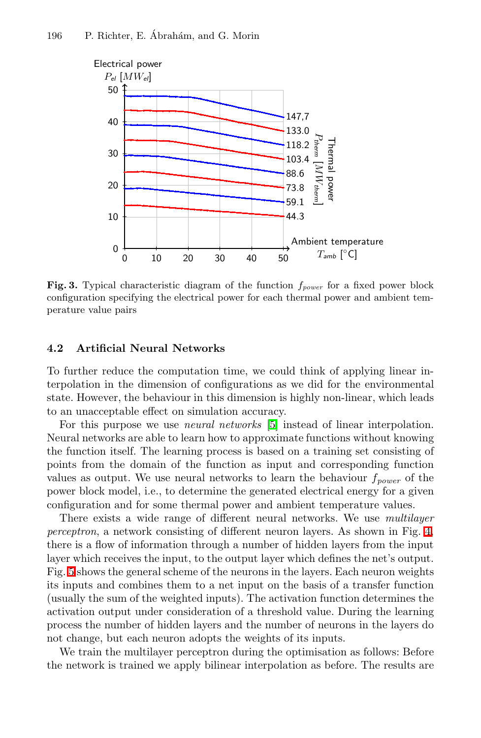Electrical power
$P_{el}$ $[MW_{el}]$
50
40
30
20
10
0
0 10 20 30 40 50
Ambient temperature
$T_{amb}$ [°C]
147,7
133.0
118.2
103.4
88.6
73.8
59.1
44.3
Thermal power
$P_{therm}$ $[MW_{therm}]$

**Fig. 3.** Typical characteristic diagram of the function $f_{power}$ for a fixed power block configuration specifying the electrical power for each thermal power and ambient temperature value pairs

### 4.2 Artificial Neural Networks

To further reduce the computation time, we could think of applying linear interpolation in the dimension of configurations as we did for the environmental state. However, the behaviour in this dimension is highly non-linear, which leads to an unacceptable effect on simulation accuracy.

For this purpose we use *neural networks* [5] instead of linear interpolation. Neural networks are able to learn how to approximate functions without knowing the function itself. The learning process is based on a training set consisting of points from the domain of the function as input and corresponding function values as output. We use neural networks to learn the behaviour $f_{power}$ of the power block model, i.e., to determine the generated electrical energy for a given configuration and for some thermal power and ambient temperature values.

There exists a wide range of different neural networks. We use *multilayer perceptron*, a network consisting of different neuron layers. As shown in Fig. 4, there is a flow of information through a number of hidden layers from the input layer which receives the input, to the output layer which defines the net's output. Fig. 5 shows the general scheme of the neurons in the layers. Each neuron weights its inputs and combines them to a net input on the basis of a transfer function (usually the sum of the weighted inputs). The activation function determines the activation output under consideration of a threshold value. During the learning process the number of hidden layers and the number of neurons in the layers do not change, but each neuron adopts the weights of its inputs.

We train the multilayer perceptron during the optimisation as follows: Before the network is trained we apply bilinear interpolation as before. The results are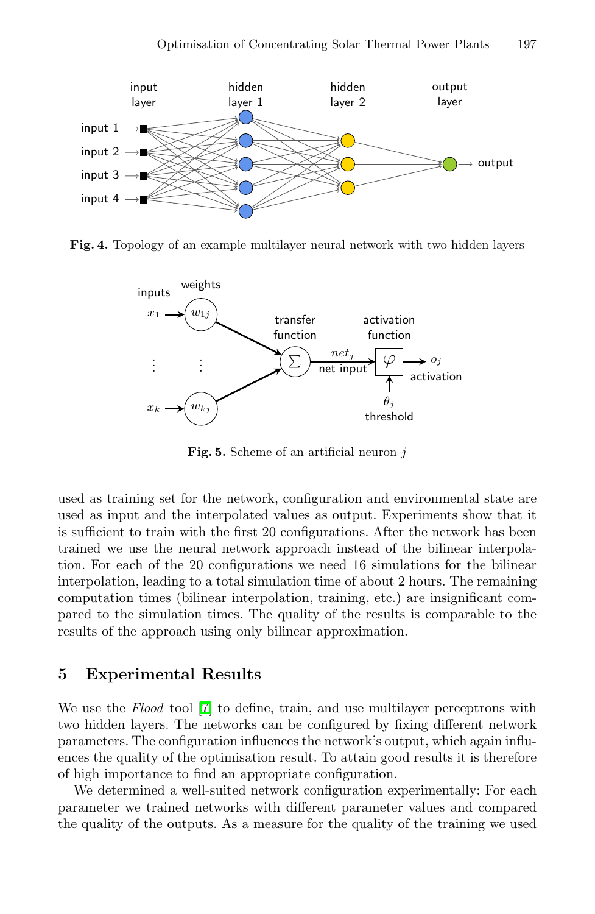**Fig. 4.** Topology of an example multilayer neural network with two hidden layers

**Fig. 5.** Scheme of an artificial neuron $j$

used as training set for the network, configuration and environmental state are used as input and the interpolated values as output. Experiments show that it is sufficient to train with the first 20 configurations. After the network has been trained we use the neural network approach instead of the bilinear interpolation. For each of the 20 configurations we need 16 simulations for the bilinear interpolation, leading to a total simulation time of about 2 hours. The remaining computation times (bilinear interpolation, training, etc.) are insignificant compared to the simulation times. The quality of the results is comparable to the results of the approach using only bilinear approximation.

## 5 Experimental Results

We use the *Flood* tool [7] to define, train, and use multilayer perceptrons with two hidden layers. The networks can be configured by fixing different network parameters. The configuration influences the network's output, which again influences the quality of the optimisation result. To attain good results it is therefore of high importance to find an appropriate configuration.

We determined a well-suited network configuration experimentally: For each parameter we trained networks with different parameter values and compared the quality of the outputs. As a measure for the quality of the training we used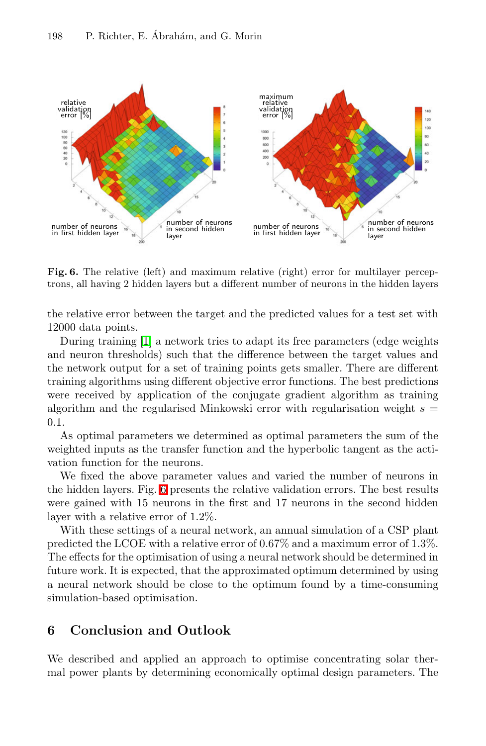**Fig. 6.** The relative (left) and maximum relative (right) error for multilayer perceptrons, all having 2 hidden layers but a different number of neurons in the hidden layers

the relative error between the target and the predicted values for a test set with 12000 data points.

During training [1] a network tries to adapt its free parameters (edge weights and neuron thresholds) such that the difference between the target values and the network output for a set of training points gets smaller. There are different training algorithms using different objective error functions. The best predictions were received by application of the conjugate gradient algorithm as training algorithm and the regularised Minkowski error with regularisation weight $s = 0.1$.

As optimal parameters we determined as optimal parameters the sum of the weighted inputs as the transfer function and the hyperbolic tangent as the activation function for the neurons.

We fixed the above parameter values and varied the number of neurons in the hidden layers. Fig. 6 presents the relative validation errors. The best results were gained with 15 neurons in the first and 17 neurons in the second hidden layer with a relative error of 1.2%.

With these settings of a neural network, an annual simulation of a CSP plant predicted the LCOE with a relative error of 0.67% and a maximum error of 1.3%. The effects for the optimisation of using a neural network should be determined in future work. It is expected, that the approximated optimum determined by using a neural network should be close to the optimum found by a time-consuming simulation-based optimisation.

## 6 Conclusion and Outlook

We described and applied an approach to optimise concentrating solar thermal power plants by determining economically optimal design parameters. The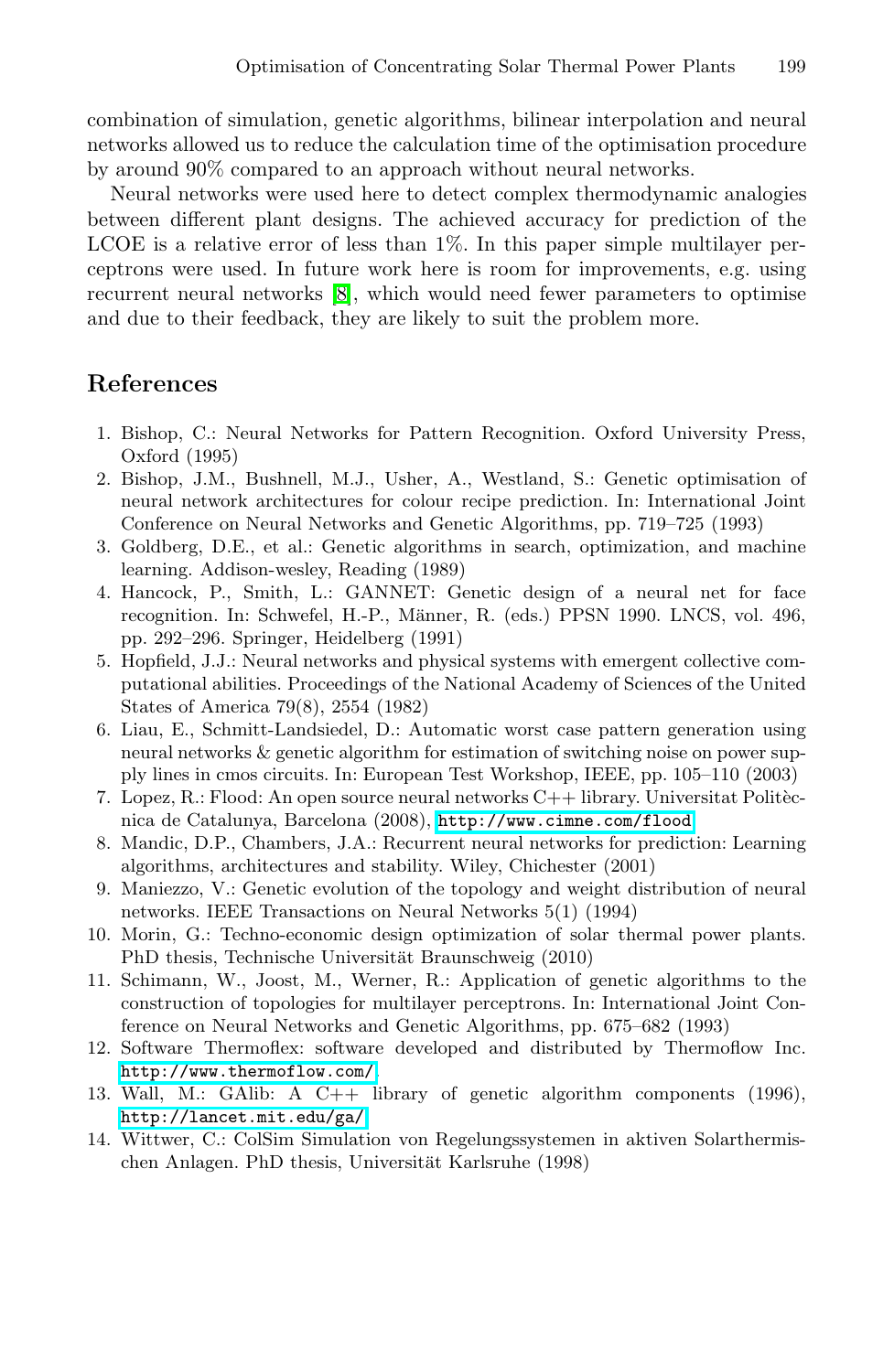combination of simulation, genetic algorithms, bilinear interpolation and neural networks allowed us to reduce the calculation time of the optimisation procedure by around 90% compared to an approach without neural networks.

Neural networks were used here to detect complex thermodynamic analogies between different plant designs. The achieved accuracy for prediction of the LCOE is a relative error of less than 1%. In this paper simple multilayer perceptrons were used. In future work here is room for improvements, e.g. using recurrent neural networks [8], which would need fewer parameters to optimise and due to their feedback, they are likely to suit the problem more.

## References

1. Bishop, C.: Neural Networks for Pattern Recognition. Oxford University Press, Oxford (1995)
2. Bishop, J.M., Bushnell, M.J., Usher, A., Westland, S.: Genetic optimisation of neural network architectures for colour recipe prediction. In: International Joint Conference on Neural Networks and Genetic Algorithms, pp. 719–725 (1993)
3. Goldberg, D.E., et al.: Genetic algorithms in search, optimization, and machine learning. Addison-wesley, Reading (1989)
4. Hancock, P., Smith, L.: GANNET: Genetic design of a neural net for face recognition. In: Schwefel, H.-P., Männer, R. (eds.) PPSN 1990. LNCS, vol. 496, pp. 292–296. Springer, Heidelberg (1991)
5. Hopfield, J.J.: Neural networks and physical systems with emergent collective computational abilities. Proceedings of the National Academy of Sciences of the United States of America 79(8), 2554 (1982)
6. Liau, E., Schmitt-Landsiedel, D.: Automatic worst case pattern generation using neural networks & genetic algorithm for estimation of switching noise on power supply lines in cmos circuits. In: European Test Workshop, IEEE, pp. 105–110 (2003)
7. Lopez, R.: Flood: An open source neural networks C++ library. Universitat Politècnica de Catalunya, Barcelona (2008), http://www.cimne.com/flood
8. Mandic, D.P., Chambers, J.A.: Recurrent neural networks for prediction: Learning algorithms, architectures and stability. Wiley, Chichester (2001)
9. Maniezzo, V.: Genetic evolution of the topology and weight distribution of neural networks. IEEE Transactions on Neural Networks 5(1) (1994)
10. Morin, G.: Techno-economic design optimization of solar thermal power plants. PhD thesis, Technische Universität Braunschweig (2010)
11. Schimann, W., Joost, M., Werner, R.: Application of genetic algorithms to the construction of topologies for multilayer perceptrons. In: International Joint Conference on Neural Networks and Genetic Algorithms, pp. 675–682 (1993)
12. Software Thermoflex: software developed and distributed by Thermoflow Inc. http://www.thermoflow.com/
13. Wall, M.: GAlib: A C++ library of genetic algorithm components (1996), http://lancet.mit.edu/ga/
14. Wittwer, C.: ColSim Simulation von Regelungssystemen in aktiven Solarthermischen Anlagen. PhD thesis, Universität Karlsruhe (1998)